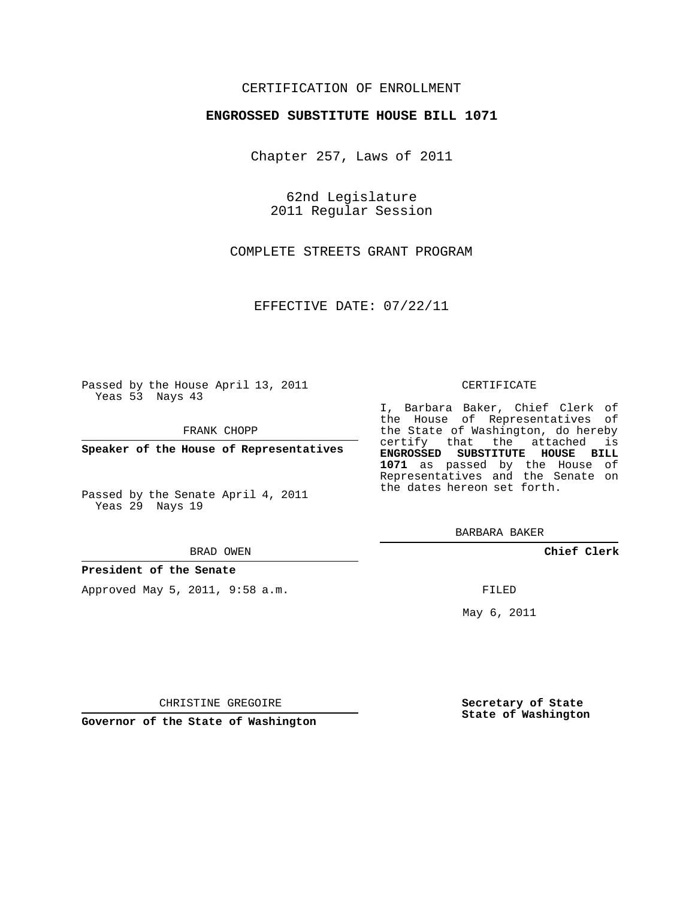CERTIFICATION OF ENROLLMENT

**ENGROSSED SUBSTITUTE HOUSE BILL 1071**

Chapter 257, Laws of 2011

62nd Legislature
2011 Regular Session

COMPLETE STREETS GRANT PROGRAM

EFFECTIVE DATE: 07/22/11

Passed by the House April 13, 2011
Yeas 53 Nays 43

FRANK CHOPP

**Speaker of the House of Representatives**

Passed by the Senate April 4, 2011
Yeas 29 Nays 19

BRAD OWEN

**President of the Senate**

Approved May 5, 2011, 9:58 a.m.

CHRISTINE GREGOIRE

**Governor of the State of Washington**

CERTIFICATE

I, Barbara Baker, Chief Clerk of the House of Representatives of the State of Washington, do hereby certify that the attached is **ENGROSSED SUBSTITUTE HOUSE BILL 1071** as passed by the House of Representatives and the Senate on the dates hereon set forth.

BARBARA BAKER

**Chief Clerk**

FILED

May 6, 2011

**Secretary of State**
**State of Washington**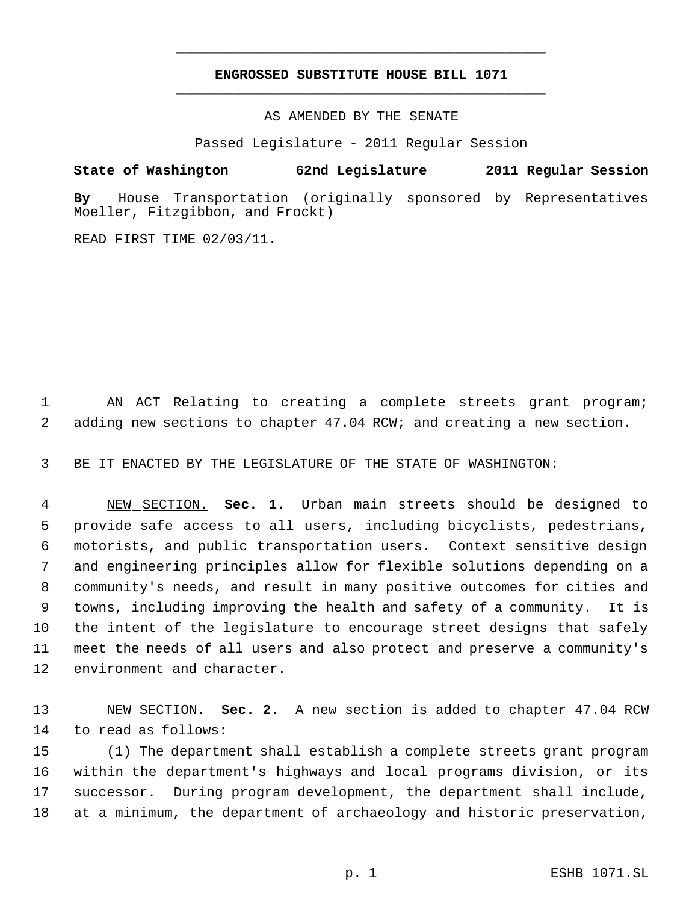**ENGROSSED SUBSTITUTE HOUSE BILL 1071**

AS AMENDED BY THE SENATE

Passed Legislature - 2011 Regular Session

**State of Washington 62nd Legislature 2011 Regular Session**

**By** House Transportation (originally sponsored by Representatives Moeller, Fitzgibbon, and Frockt)

READ FIRST TIME 02/03/11.

AN ACT Relating to creating a complete streets grant program; adding new sections to chapter 47.04 RCW; and creating a new section.

BE IT ENACTED BY THE LEGISLATURE OF THE STATE OF WASHINGTON:

NEW SECTION. **Sec. 1.** Urban main streets should be designed to provide safe access to all users, including bicyclists, pedestrians, motorists, and public transportation users. Context sensitive design and engineering principles allow for flexible solutions depending on a community's needs, and result in many positive outcomes for cities and towns, including improving the health and safety of a community. It is the intent of the legislature to encourage street designs that safely meet the needs of all users and also protect and preserve a community's environment and character.

NEW SECTION. **Sec. 2.** A new section is added to chapter 47.04 RCW to read as follows:

(1) The department shall establish a complete streets grant program within the department's highways and local programs division, or its successor. During program development, the department shall include, at a minimum, the department of archaeology and historic preservation,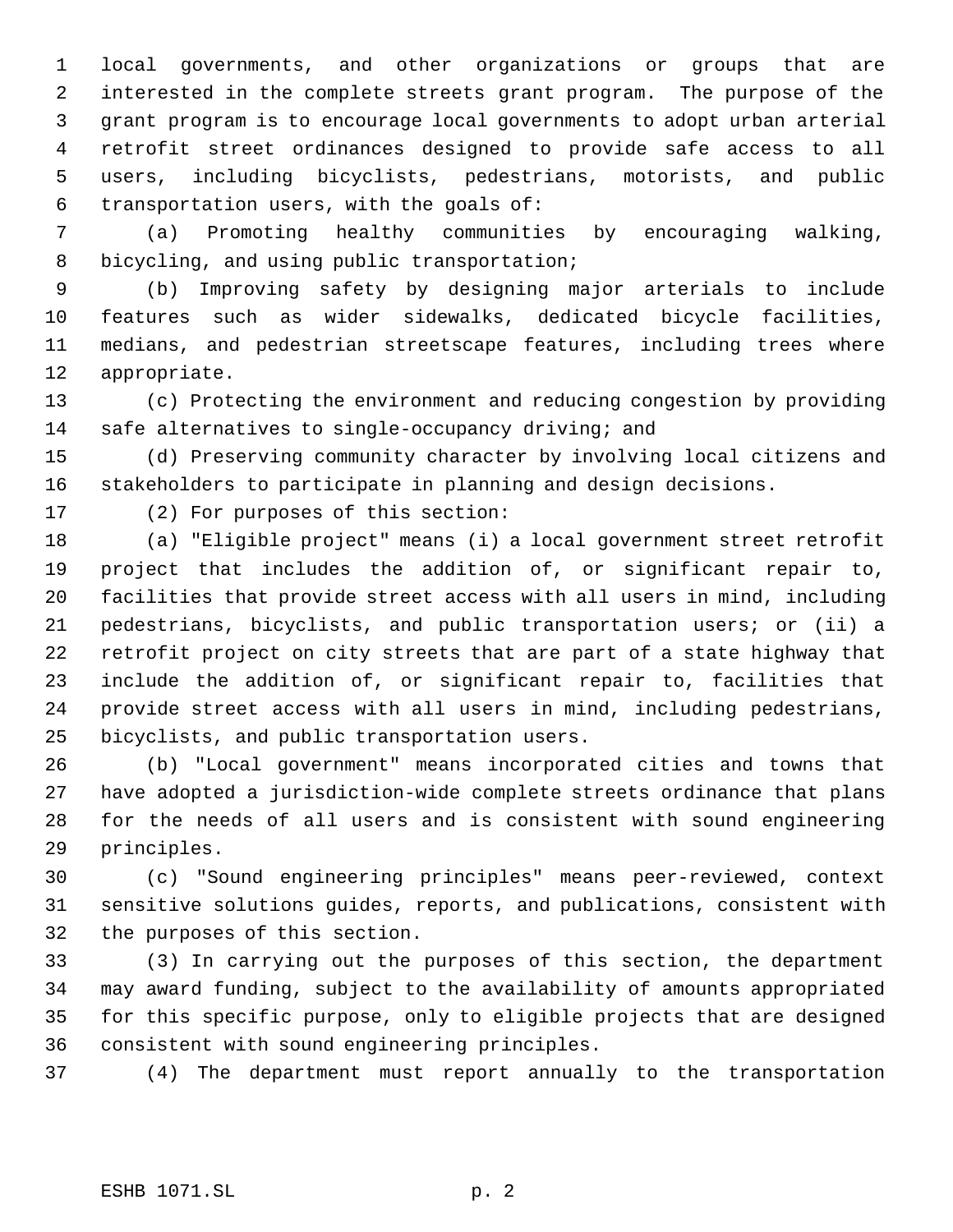local governments, and other organizations or groups that are interested in the complete streets grant program. The purpose of the grant program is to encourage local governments to adopt urban arterial retrofit street ordinances designed to provide safe access to all users, including bicyclists, pedestrians, motorists, and public transportation users, with the goals of:

(a) Promoting healthy communities by encouraging walking, bicycling, and using public transportation;

(b) Improving safety by designing major arterials to include features such as wider sidewalks, dedicated bicycle facilities, medians, and pedestrian streetscape features, including trees where appropriate.

(c) Protecting the environment and reducing congestion by providing safe alternatives to single-occupancy driving; and

(d) Preserving community character by involving local citizens and stakeholders to participate in planning and design decisions.

(2) For purposes of this section:

(a) "Eligible project" means (i) a local government street retrofit project that includes the addition of, or significant repair to, facilities that provide street access with all users in mind, including pedestrians, bicyclists, and public transportation users; or (ii) a retrofit project on city streets that are part of a state highway that include the addition of, or significant repair to, facilities that provide street access with all users in mind, including pedestrians, bicyclists, and public transportation users.

(b) "Local government" means incorporated cities and towns that have adopted a jurisdiction-wide complete streets ordinance that plans for the needs of all users and is consistent with sound engineering principles.

(c) "Sound engineering principles" means peer-reviewed, context sensitive solutions guides, reports, and publications, consistent with the purposes of this section.

(3) In carrying out the purposes of this section, the department may award funding, subject to the availability of amounts appropriated for this specific purpose, only to eligible projects that are designed consistent with sound engineering principles.

(4) The department must report annually to the transportation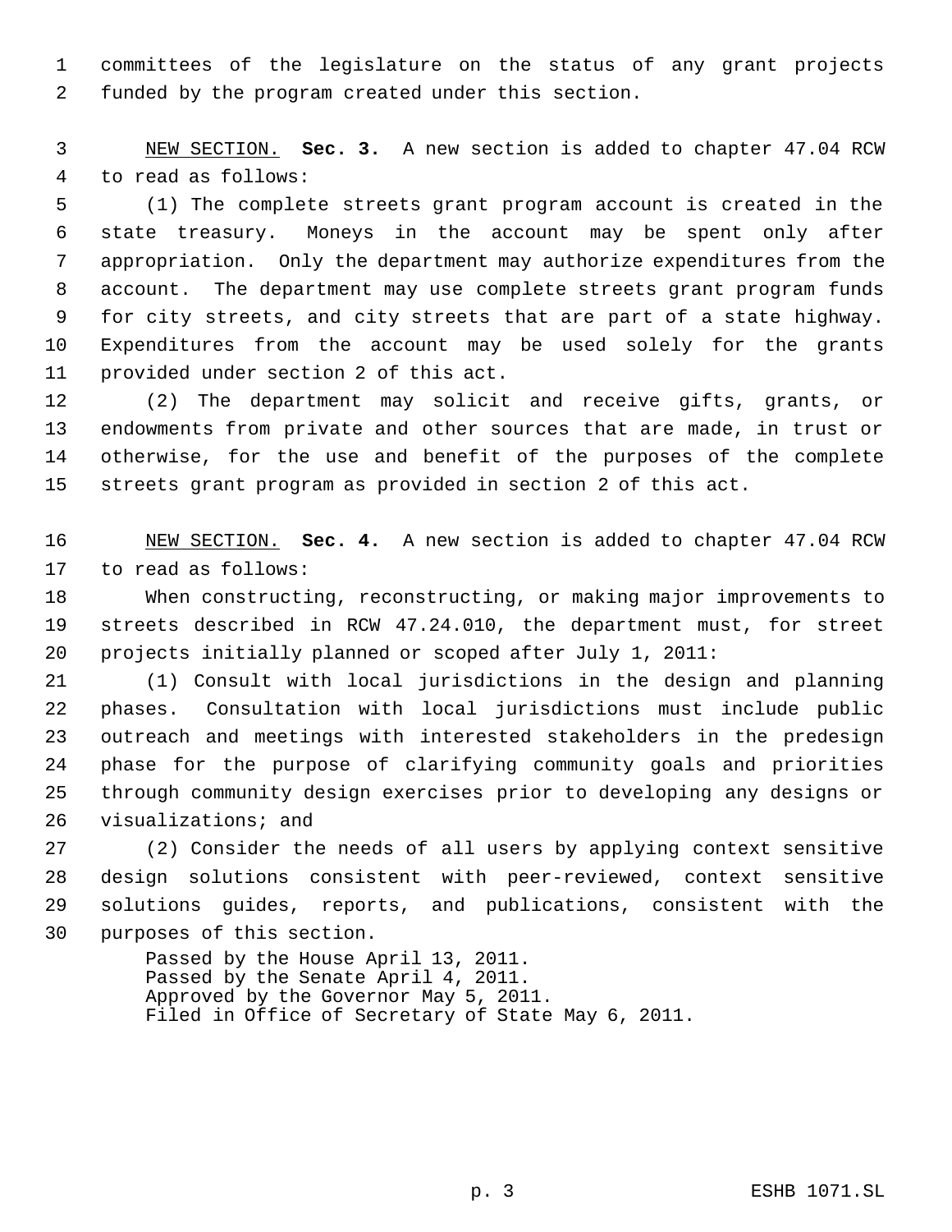committees of the legislature on the status of any grant projects funded by the program created under this section.

NEW SECTION. **Sec. 3.** A new section is added to chapter 47.04 RCW to read as follows:

(1) The complete streets grant program account is created in the state treasury. Moneys in the account may be spent only after appropriation. Only the department may authorize expenditures from the account. The department may use complete streets grant program funds for city streets, and city streets that are part of a state highway. Expenditures from the account may be used solely for the grants provided under section 2 of this act.

(2) The department may solicit and receive gifts, grants, or endowments from private and other sources that are made, in trust or otherwise, for the use and benefit of the purposes of the complete streets grant program as provided in section 2 of this act.

NEW SECTION. **Sec. 4.** A new section is added to chapter 47.04 RCW to read as follows:

When constructing, reconstructing, or making major improvements to streets described in RCW 47.24.010, the department must, for street projects initially planned or scoped after July 1, 2011:

(1) Consult with local jurisdictions in the design and planning phases. Consultation with local jurisdictions must include public outreach and meetings with interested stakeholders in the predesign phase for the purpose of clarifying community goals and priorities through community design exercises prior to developing any designs or visualizations; and

(2) Consider the needs of all users by applying context sensitive design solutions consistent with peer-reviewed, context sensitive solutions guides, reports, and publications, consistent with the purposes of this section.

Passed by the House April 13, 2011.
Passed by the Senate April 4, 2011.
Approved by the Governor May 5, 2011.
Filed in Office of Secretary of State May 6, 2011.